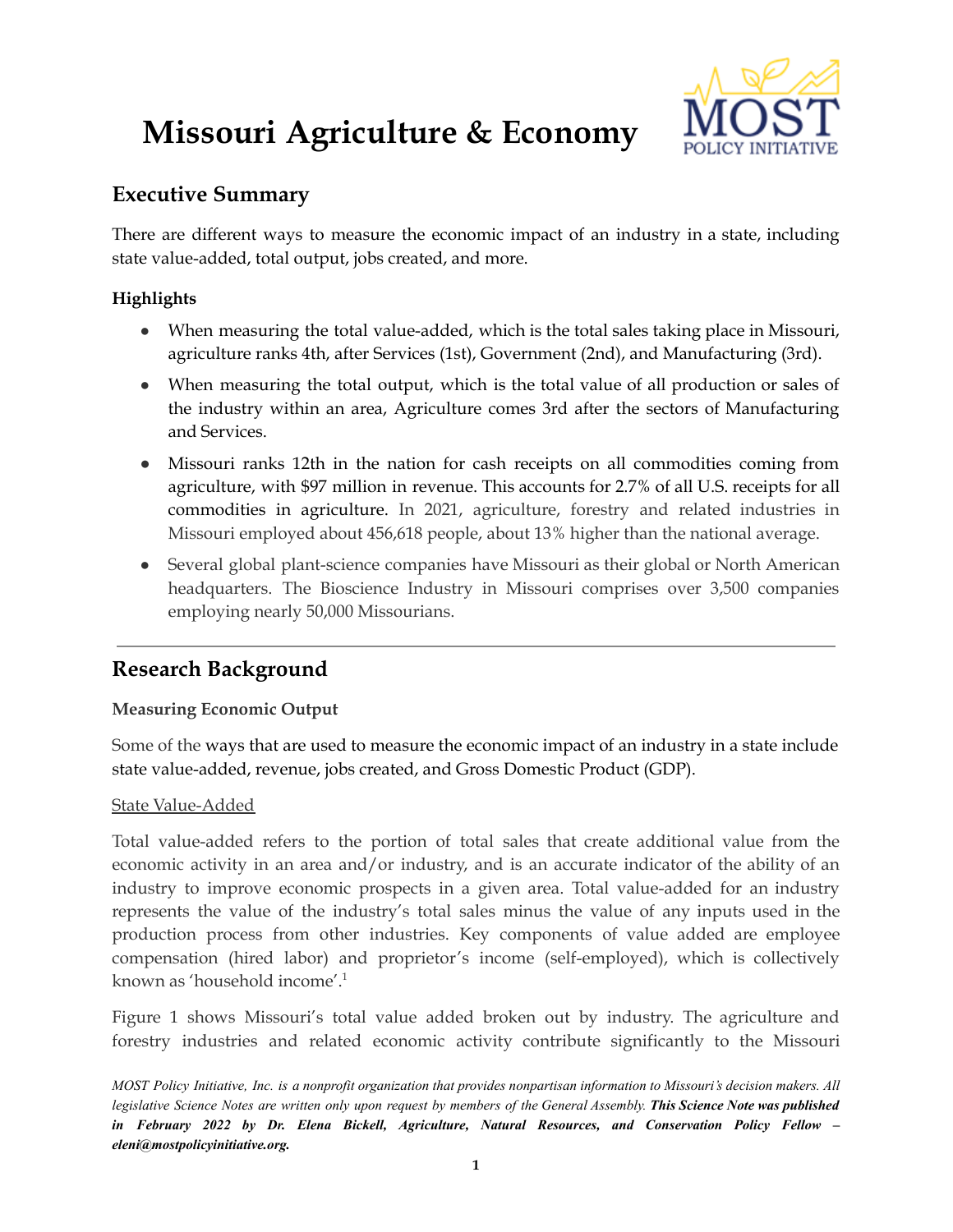# Missouri Agriculture & Economy

## Executive Summary

There are different ways to measure the economic impact of an industry in a state, including state value-added, total output, jobs created, and more.

### Highlights

- When measuring the total value-added, which is the total sales taking place in Missouri, agriculture ranks 4th, after Services (1st), Government (2nd), and Manufacturing (3rd).
- When measuring the total output, which is the total value of all production or sales of the industry within an area, Agriculture comes 3rd after the sectors of Manufacturing and Services.
- Missouri ranks 12th in the nation for cash receipts on all commodities coming from agriculture, with $97 million in revenue. This accounts for 2.7% of all U.S. receipts for all commodities in agriculture. In 2021, agriculture, forestry and related industries in Missouri employed about 456,618 people, about 13% higher than the national average.
- Several global plant-science companies have Missouri as their global or North American headquarters. The Bioscience Industry in Missouri comprises over 3,500 companies employing nearly 50,000 Missourians.

---

## Research Background

### Measuring Economic Output

Some of the ways that are used to measure the economic impact of an industry in a state include state value-added, revenue, jobs created, and Gross Domestic Product (GDP).

State Value-Added

Total value-added refers to the portion of total sales that create additional value from the economic activity in an area and/or industry, and is an accurate indicator of the ability of an industry to improve economic prospects in a given area. Total value-added for an industry represents the value of the industry's total sales minus the value of any inputs used in the production process from other industries. Key components of value added are employee compensation (hired labor) and proprietor's income (self-employed), which is collectively known as 'household income'.[1]

Figure 1 shows Missouri's total value added broken out by industry. The agriculture and forestry industries and related economic activity contribute significantly to the Missouri

*MOST Policy Initiative, Inc. is a nonprofit organization that provides nonpartisan information to Missouri's decision makers. All legislative Science Notes are written only upon request by members of the General Assembly.* ***This Science Note was published in February 2022 by Dr. Elena Bickell, Agriculture, Natural Resources, and Conservation Policy Fellow – eleni@mostpolicyinitiative.org.***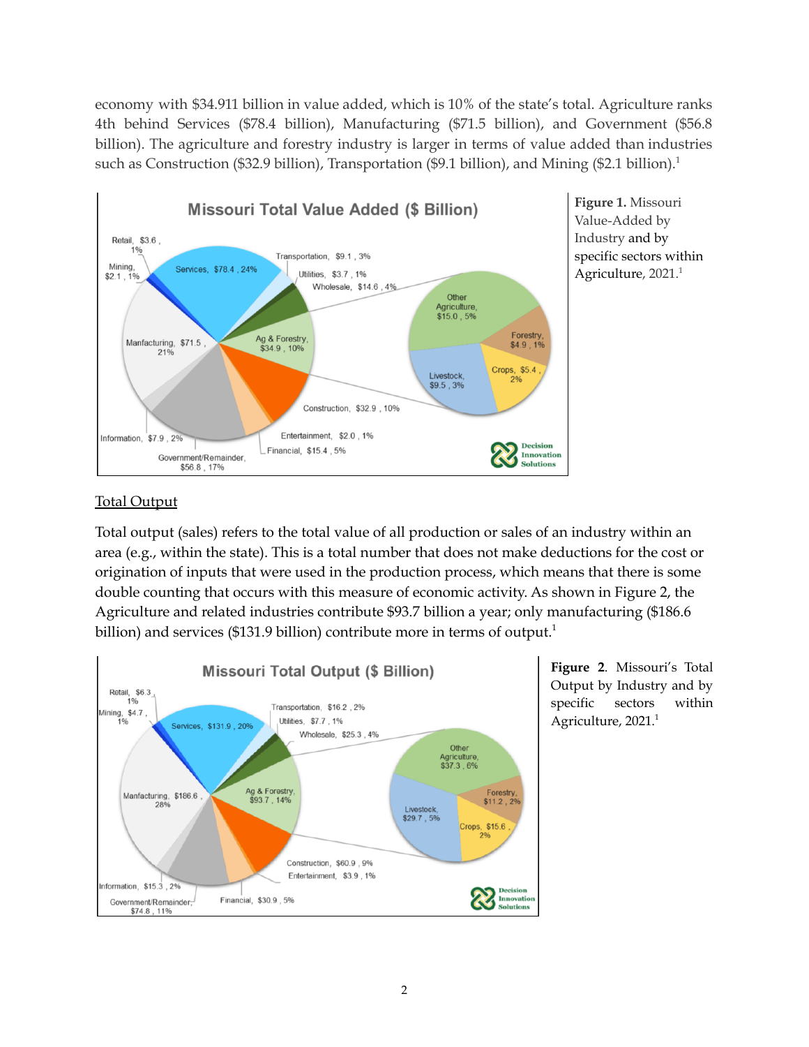economy with $34.911 billion in value added, which is 10% of the state's total. Agriculture ranks 4th behind Services ($78.4 billion), Manufacturing ($71.5 billion), and Government ($56.8 billion). The agriculture and forestry industry is larger in terms of value added than industries such as Construction ($32.9 billion), Transportation ($9.1 billion), and Mining ($2.1 billion).[1]

**Figure 1.** Missouri Value-Added by Industry and by specific sectors within Agriculture, 2021.[1]

## Total Output

Total output (sales) refers to the total value of all production or sales of an industry within an area (e.g., within the state). This is a total number that does not make deductions for the cost or origination of inputs that were used in the production process, which means that there is some double counting that occurs with this measure of economic activity. As shown in Figure 2, the Agriculture and related industries contribute $93.7 billion a year; only manufacturing ($186.6 billion) and services ($131.9 billion) contribute more in terms of output.[1]

**Figure 2**. Missouri's Total Output by Industry and by specific sectors within Agriculture, 2021.[1]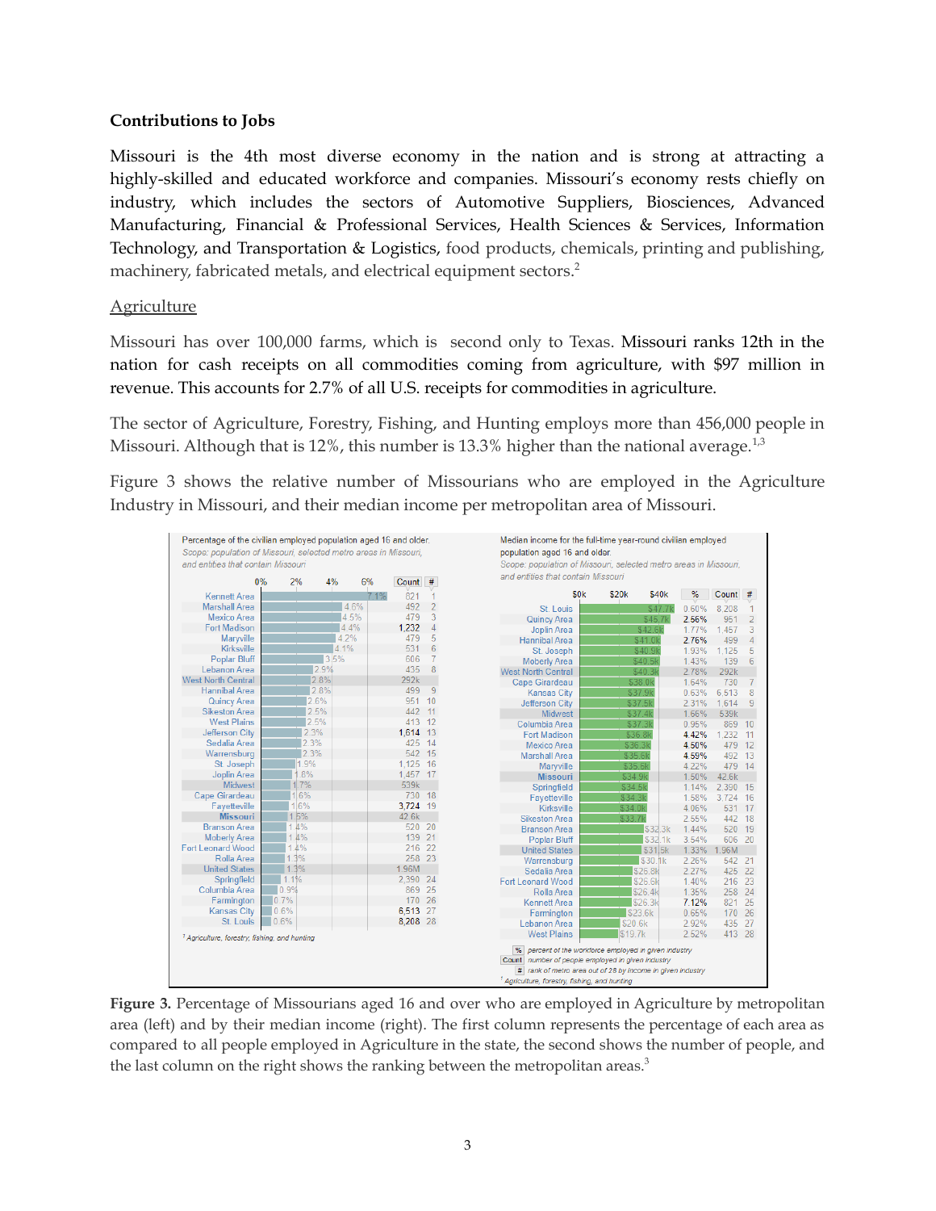**Contributions to Jobs**

Missouri is the 4th most diverse economy in the nation and is strong at attracting a highly-skilled and educated workforce and companies. Missouri's economy rests chiefly on industry, which includes the sectors of Automotive Suppliers, Biosciences, Advanced Manufacturing, Financial & Professional Services, Health Sciences & Services, Information Technology, and Transportation & Logistics, food products, chemicals, printing and publishing, machinery, fabricated metals, and electrical equipment sectors.[2]

Agriculture

Missouri has over 100,000 farms, which is second only to Texas. Missouri ranks 12th in the nation for cash receipts on all commodities coming from agriculture, with $97 million in revenue. This accounts for 2.7% of all U.S. receipts for commodities in agriculture.

The sector of Agriculture, Forestry, Fishing, and Hunting employs more than 456,000 people in Missouri. Although that is 12%, this number is 13.3% higher than the national average.[1,3]

Figure 3 shows the relative number of Missourians who are employed in the Agriculture Industry in Missouri, and their median income per metropolitan area of Missouri.

Percentage of the civilian employed population aged 16 and older.
*Scope: population of Missouri, selected metro areas in Missouri, and entities that contain Missouri*

| Area | % | Count | # |
|---|---|---|---|
| Kennett Area | 7.1% | 821 | 1 |
| Marshall Area | 4.6% | 492 | 2 |
| Mexico Area | 4.5% | 479 | 3 |
| Fort Madison | 4.4% | 1,232 | 4 |
| Maryville | 4.2% | 479 | 5 |
| Kirksville | 4.1% | 531 | 6 |
| Poplar Bluff | 3.5% | 606 | 7 |
| Lebanon Area | 2.9% | 435 | 8 |
| West North Central | 2.8% | 292k | |
| Hannibal Area | 2.8% | 499 | 9 |
| Quincy Area | 2.6% | 951 | 10 |
| Sikeston Area | 2.5% | 442 | 11 |
| West Plains | 2.5% | 413 | 12 |
| Jefferson City | 2.3% | 1,614 | 13 |
| Sedalia Area | 2.3% | 425 | 14 |
| Warrensburg | 2.3% | 542 | 15 |
| St. Joseph | 1.9% | 1,125 | 16 |
| Joplin Area | 1.8% | 1,457 | 17 |
| Midwest | 1.7% | 539k | |
| Cape Girardeau | 1.6% | 730 | 18 |
| Fayetteville | 1.6% | 3,724 | 19 |
| Missouri | 1.5% | 42.6k | |
| Branson Area | 1.4% | 520 | 20 |
| Moberly Area | 1.4% | 139 | 21 |
| Fort Leonard Wood | 1.4% | 216 | 22 |
| Rolla Area | 1.3% | 258 | 23 |
| United States | 1.3% | 1.96M | |
| Springfield | 1.1% | 2,390 | 24 |
| Columbia Area | 0.9% | 869 | 25 |
| Farmington | 0.7% | 170 | 26 |
| Kansas City | 0.6% | 6,513 | 27 |
| St. Louis | 0.6% | 8,208 | 28 |

[1] Agriculture, forestry, fishing, and hunting

Median income for the full-time year-round civilian employed population aged 16 and older.
*Scope: population of Missouri, selected metro areas in Missouri, and entities that contain Missouri*

| Area | Income | % | Count | # |
|---|---|---|---|---|
| St. Louis | $47.7k | 0.60% | 8,208 | 1 |
| Quincy Area | $45.7k | 2.56% | 951 | 2 |
| Joplin Area | $42.6k | 1.77% | 1,457 | 3 |
| Hannibal Area | $41.0k | 2.76% | 499 | 4 |
| St. Joseph | $40.9k | 1.93% | 1,125 | 5 |
| Moberly Area | $40.5k | 1.43% | 139 | 6 |
| West North Central | $40.3k | 2.78% | 292k | |
| Cape Girardeau | $38.0k | 1.64% | 730 | 7 |
| Kansas City | $37.9k | 0.63% | 6,513 | 8 |
| Jefferson City | $37.5k | 2.31% | 1,614 | 9 |
| Midwest | $37.4k | 1.66% | 539k | |
| Columbia Area | $37.2k | 0.95% | 869 | 10 |
| Fort Madison | $36.8k | 4.42% | 1,232 | 11 |
| Mexico Area | $36.3k | 4.50% | 479 | 12 |
| Marshall Area | $35.6k | 4.59% | 492 | 13 |
| Maryville | $35.5k | 4.22% | 479 | 14 |
| Missouri | $34.9k | 1.50% | 42.6k | |
| Springfield | $34.5k | 1.14% | 2,390 | 15 |
| Fayetteville | $34.3k | 1.58% | 3,724 | 16 |
| Kirksville | $34.0k | 4.06% | 531 | 17 |
| Sikeston Area | $33.7k | 2.55% | 442 | 18 |
| Branson Area | $32.3k | 1.44% | 520 | 19 |
| Poplar Bluff | $32.1k | 3.54% | 606 | 20 |
| United States | $31.5k | 1.33% | 1.96M | |
| Warrensburg | $30.1k | 2.26% | 542 | 21 |
| Sedalia Area | $25.8k | 2.27% | 425 | 22 |
| Fort Leonard Wood | $25.6k | 1.40% | 216 | 23 |
| Rolla Area | $26.4k | 1.35% | 258 | 24 |
| Kennett Area | $26.3k | 7.12% | 821 | 25 |
| Farmington | $23.6k | 0.65% | 170 | 26 |
| Lebanon Area | $20.6k | 2.92% | 435 | 27 |
| West Plains | $19.7k | 2.52% | 413 | 28 |

% percent of the workforce employed in given industry
Count number of people employed in given industry
\# rank of metro area out of 28 by income in given industry
[1] Agriculture, forestry, fishing, and hunting

**Figure 3.** Percentage of Missourians aged 16 and over who are employed in Agriculture by metropolitan area (left) and by their median income (right). The first column represents the percentage of each area as compared to all people employed in Agriculture in the state, the second shows the number of people, and the last column on the right shows the ranking between the metropolitan areas.[3]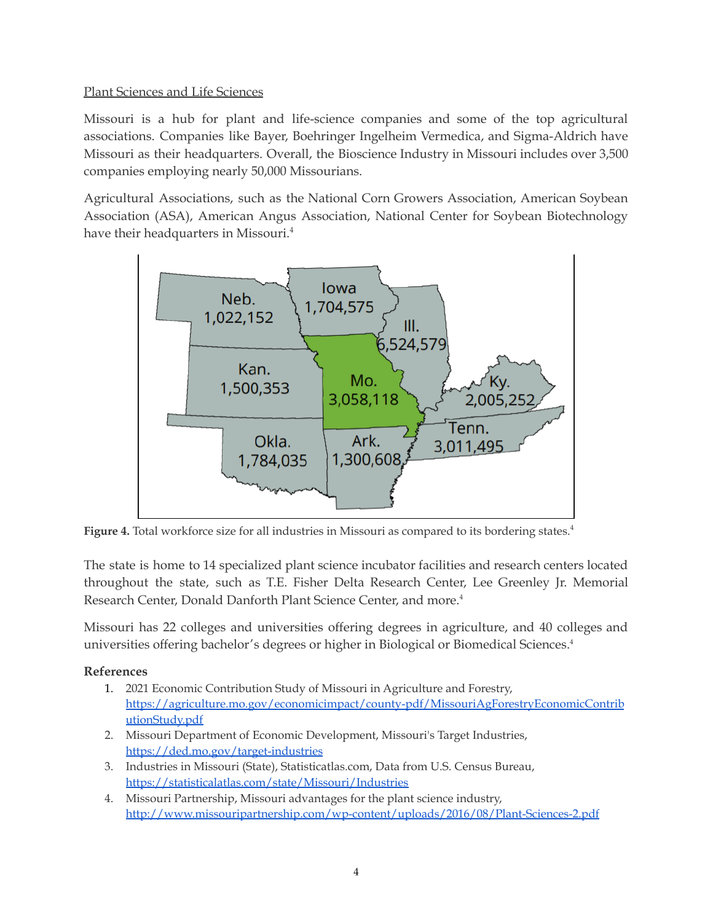Plan Sciences and Life Sciences

Missouri is a hub for plant and life-science companies and some of the top agricultural associations. Companies like Bayer, Boehringer Ingelheim Vermedica, and Sigma-Aldrich have Missouri as their headquarters. Overall, the Bioscience Industry in Missouri includes over 3,500 companies employing nearly 50,000 Missourians.

Agricultural Associations, such as the National Corn Growers Association, American Soybean Association (ASA), American Angus Association, National Center for Soybean Biotechnology have their headquarters in Missouri.[4]

Neb.
1,022,152
Iowa
1,704,575
Ill.
6,524,579
Kan.
1,500,353
Mo.
3,058,118
Ky.
2,005,252
Tenn.
3,011,495
Okla.
1,784,035
Ark.
1,300,608

**Figure 4.** Total workforce size for all industries in Missouri as compared to its bordering states.[4]

The state is home to 14 specialized plant science incubator facilities and research centers located throughout the state, such as T.E. Fisher Delta Research Center, Lee Greenley Jr. Memorial Research Center, Donald Danforth Plant Science Center, and more.[4]

Missouri has 22 colleges and universities offering degrees in agriculture, and 40 colleges and universities offering bachelor's degrees or higher in Biological or Biomedical Sciences.[4]

**References**

1. 2021 Economic Contribution Study of Missouri in Agriculture and Forestry, https://agriculture.mo.gov/economicimpact/county-pdf/MissouriAgForestryEconomicContributionStudy.pdf
2. Missouri Department of Economic Development, Missouri's Target Industries, https://ded.mo.gov/target-industries
3. Industries in Missouri (State), Statisticatlas.com, Data from U.S. Census Bureau, https://statisticalatlas.com/state/Missouri/Industries
4. Missouri Partnership, Missouri advantages for the plant science industry, http://www.missouripartnership.com/wp-content/uploads/2016/08/Plant-Sciences-2.pdf